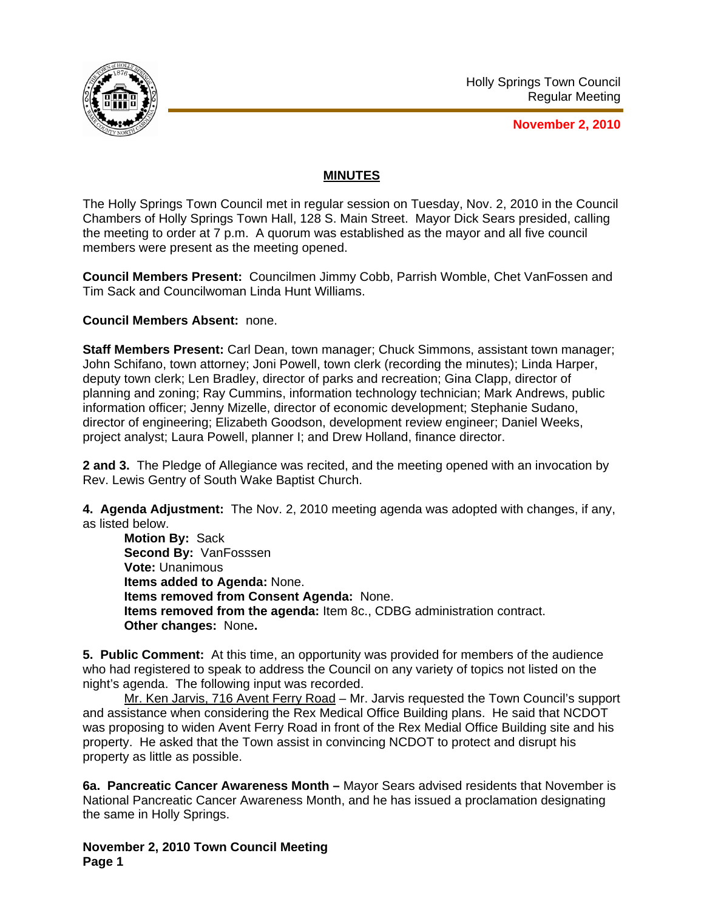Holly Springs Town Council
Regular Meeting

**November 2, 2010**

## MINUTES

The Holly Springs Town Council met in regular session on Tuesday, Nov. 2, 2010 in the Council Chambers of Holly Springs Town Hall, 128 S. Main Street. Mayor Dick Sears presided, calling the meeting to order at 7 p.m. A quorum was established as the mayor and all five council members were present as the meeting opened.

**Council Members Present:** Councilmen Jimmy Cobb, Parrish Womble, Chet VanFossen and Tim Sack and Councilwoman Linda Hunt Williams.

**Council Members Absent:** none.

**Staff Members Present:** Carl Dean, town manager; Chuck Simmons, assistant town manager; John Schifano, town attorney; Joni Powell, town clerk (recording the minutes); Linda Harper, deputy town clerk; Len Bradley, director of parks and recreation; Gina Clapp, director of planning and zoning; Ray Cummins, information technology technician; Mark Andrews, public information officer; Jenny Mizelle, director of economic development; Stephanie Sudano, director of engineering; Elizabeth Goodson, development review engineer; Daniel Weeks, project analyst; Laura Powell, planner I; and Drew Holland, finance director.

**2 and 3.** The Pledge of Allegiance was recited, and the meeting opened with an invocation by Rev. Lewis Gentry of South Wake Baptist Church.

**4. Agenda Adjustment:** The Nov. 2, 2010 meeting agenda was adopted with changes, if any, as listed below.

**Motion By:** Sack
**Second By:** VanFosssen
**Vote:** Unanimous
**Items added to Agenda:** None.
**Items removed from Consent Agenda:** None.
**Items removed from the agenda:** Item 8c., CDBG administration contract.
**Other changes:** None**.**

**5. Public Comment:** At this time, an opportunity was provided for members of the audience who had registered to speak to address the Council on any variety of topics not listed on the night's agenda. The following input was recorded.

Mr. Ken Jarvis, 716 Avent Ferry Road – Mr. Jarvis requested the Town Council's support and assistance when considering the Rex Medical Office Building plans. He said that NCDOT was proposing to widen Avent Ferry Road in front of the Rex Medial Office Building site and his property. He asked that the Town assist in convincing NCDOT to protect and disrupt his property as little as possible.

**6a. Pancreatic Cancer Awareness Month –** Mayor Sears advised residents that November is National Pancreatic Cancer Awareness Month, and he has issued a proclamation designating the same in Holly Springs.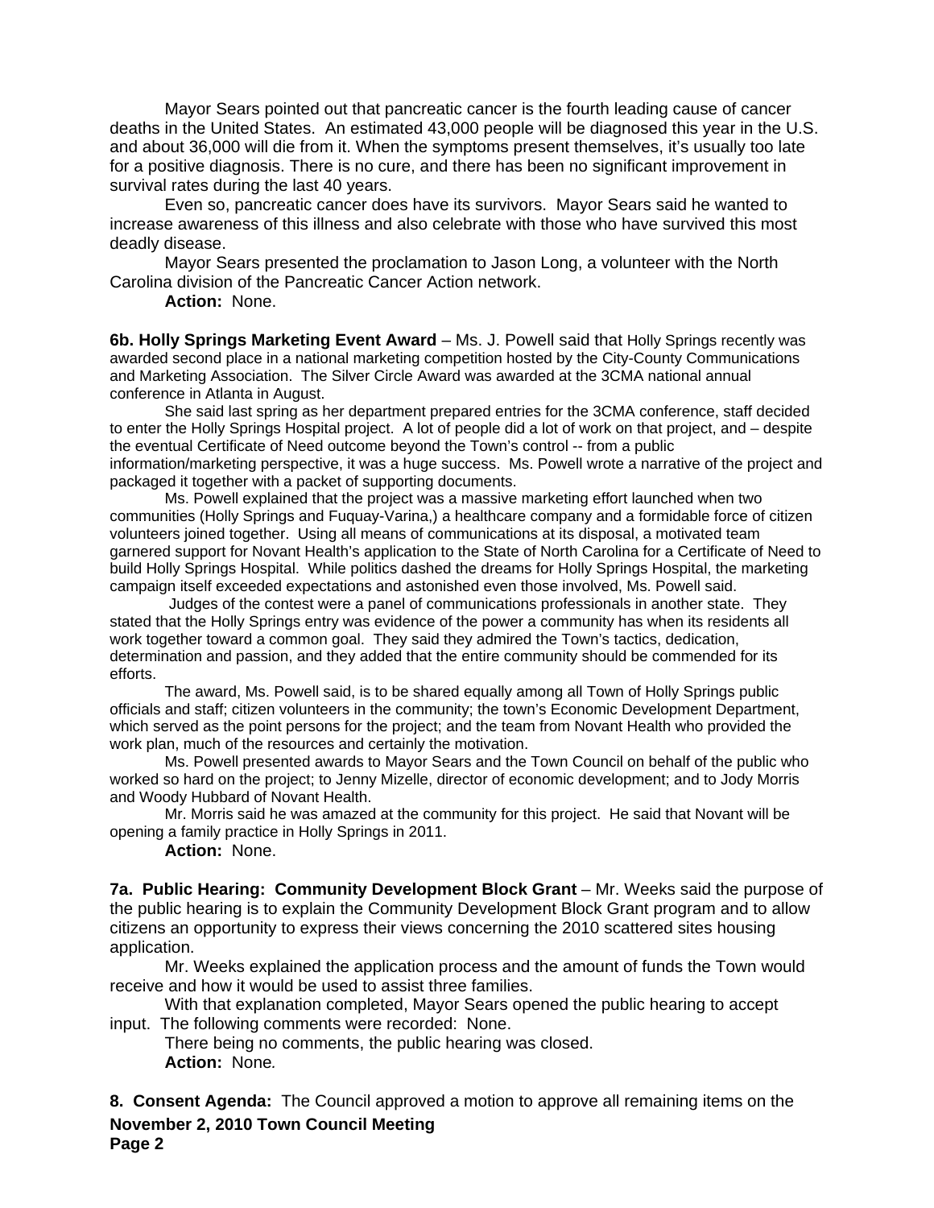Mayor Sears pointed out that pancreatic cancer is the fourth leading cause of cancer deaths in the United States. An estimated 43,000 people will be diagnosed this year in the U.S. and about 36,000 will die from it. When the symptoms present themselves, it's usually too late for a positive diagnosis. There is no cure, and there has been no significant improvement in survival rates during the last 40 years.

Even so, pancreatic cancer does have its survivors. Mayor Sears said he wanted to increase awareness of this illness and also celebrate with those who have survived this most deadly disease.

Mayor Sears presented the proclamation to Jason Long, a volunteer with the North Carolina division of the Pancreatic Cancer Action network.

**Action:** None.

**6b. Holly Springs Marketing Event Award** – Ms. J. Powell said that Holly Springs recently was awarded second place in a national marketing competition hosted by the City-County Communications and Marketing Association. The Silver Circle Award was awarded at the 3CMA national annual conference in Atlanta in August.

She said last spring as her department prepared entries for the 3CMA conference, staff decided to enter the Holly Springs Hospital project. A lot of people did a lot of work on that project, and – despite the eventual Certificate of Need outcome beyond the Town's control -- from a public information/marketing perspective, it was a huge success. Ms. Powell wrote a narrative of the project and packaged it together with a packet of supporting documents.

Ms. Powell explained that the project was a massive marketing effort launched when two communities (Holly Springs and Fuquay-Varina,) a healthcare company and a formidable force of citizen volunteers joined together. Using all means of communications at its disposal, a motivated team garnered support for Novant Health's application to the State of North Carolina for a Certificate of Need to build Holly Springs Hospital. While politics dashed the dreams for Holly Springs Hospital, the marketing campaign itself exceeded expectations and astonished even those involved, Ms. Powell said.

Judges of the contest were a panel of communications professionals in another state. They stated that the Holly Springs entry was evidence of the power a community has when its residents all work together toward a common goal. They said they admired the Town's tactics, dedication, determination and passion, and they added that the entire community should be commended for its efforts.

The award, Ms. Powell said, is to be shared equally among all Town of Holly Springs public officials and staff; citizen volunteers in the community; the town's Economic Development Department, which served as the point persons for the project; and the team from Novant Health who provided the work plan, much of the resources and certainly the motivation.

Ms. Powell presented awards to Mayor Sears and the Town Council on behalf of the public who worked so hard on the project; to Jenny Mizelle, director of economic development; and to Jody Morris and Woody Hubbard of Novant Health.

Mr. Morris said he was amazed at the community for this project. He said that Novant will be opening a family practice in Holly Springs in 2011.

**Action:** None.

**7a. Public Hearing: Community Development Block Grant** – Mr. Weeks said the purpose of the public hearing is to explain the Community Development Block Grant program and to allow citizens an opportunity to express their views concerning the 2010 scattered sites housing application.

Mr. Weeks explained the application process and the amount of funds the Town would receive and how it would be used to assist three families.

With that explanation completed, Mayor Sears opened the public hearing to accept input. The following comments were recorded: None.

There being no comments, the public hearing was closed.

**Action:** None*.*

**8. Consent Agenda:** The Council approved a motion to approve all remaining items on the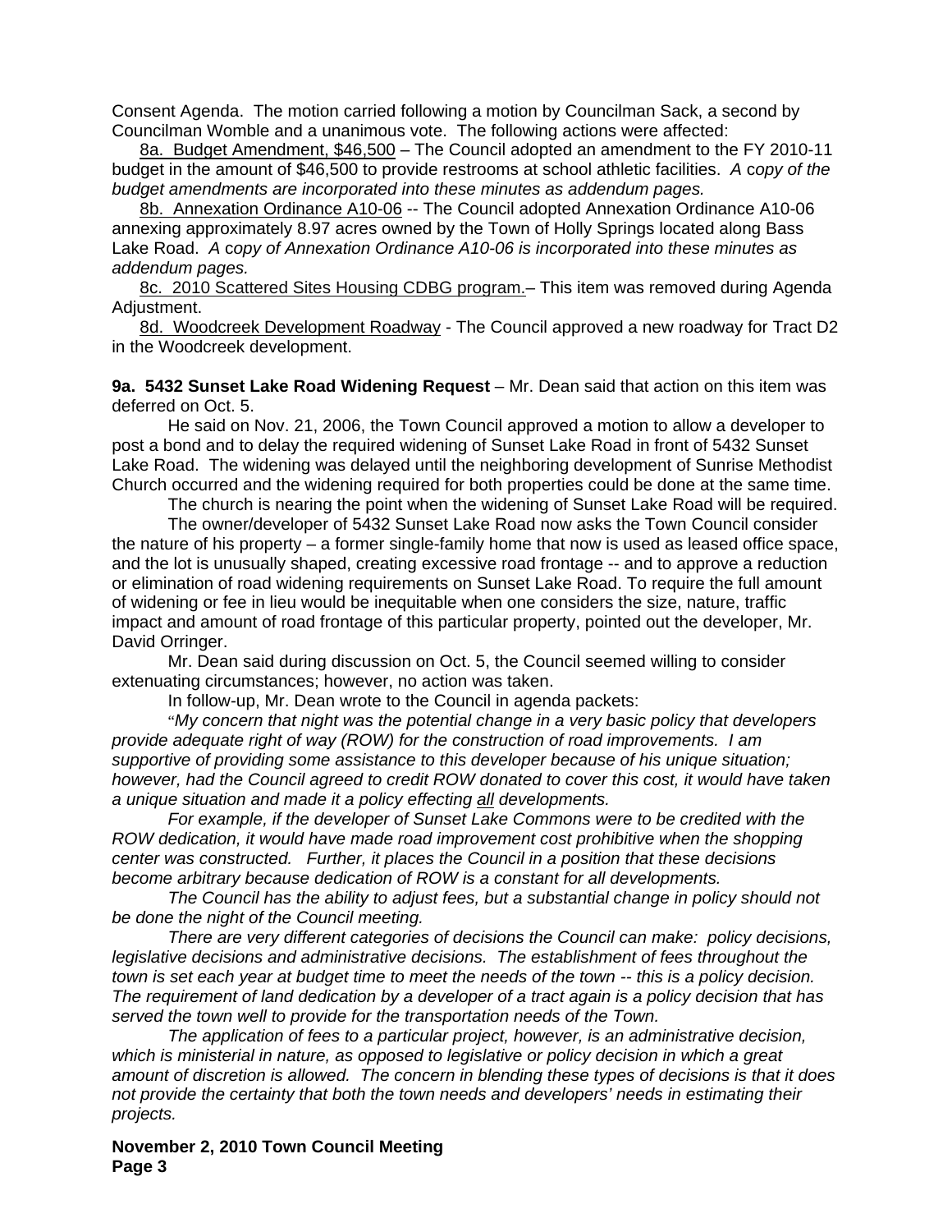Consent Agenda. The motion carried following a motion by Councilman Sack, a second by Councilman Womble and a unanimous vote. The following actions were affected:

8a. Budget Amendment, $46,500 – The Council adopted an amendment to the FY 2010-11 budget in the amount of $46,500 to provide restrooms at school athletic facilities. *A copy of the budget amendments are incorporated into these minutes as addendum pages.*

8b. Annexation Ordinance A10-06 -- The Council adopted Annexation Ordinance A10-06 annexing approximately 8.97 acres owned by the Town of Holly Springs located along Bass Lake Road. *A copy of Annexation Ordinance A10-06 is incorporated into these minutes as addendum pages.*

8c. 2010 Scattered Sites Housing CDBG program.– This item was removed during Agenda Adjustment.

8d. Woodcreek Development Roadway - The Council approved a new roadway for Tract D2 in the Woodcreek development.

**9a. 5432 Sunset Lake Road Widening Request** – Mr. Dean said that action on this item was deferred on Oct. 5.

He said on Nov. 21, 2006, the Town Council approved a motion to allow a developer to post a bond and to delay the required widening of Sunset Lake Road in front of 5432 Sunset Lake Road. The widening was delayed until the neighboring development of Sunrise Methodist Church occurred and the widening required for both properties could be done at the same time.

The church is nearing the point when the widening of Sunset Lake Road will be required.

The owner/developer of 5432 Sunset Lake Road now asks the Town Council consider the nature of his property – a former single-family home that now is used as leased office space, and the lot is unusually shaped, creating excessive road frontage -- and to approve a reduction or elimination of road widening requirements on Sunset Lake Road. To require the full amount of widening or fee in lieu would be inequitable when one considers the size, nature, traffic impact and amount of road frontage of this particular property, pointed out the developer, Mr. David Orringer.

Mr. Dean said during discussion on Oct. 5, the Council seemed willing to consider extenuating circumstances; however, no action was taken.

In follow-up, Mr. Dean wrote to the Council in agenda packets:

"*My concern that night was the potential change in a very basic policy that developers provide adequate right of way (ROW) for the construction of road improvements. I am supportive of providing some assistance to this developer because of his unique situation; however, had the Council agreed to credit ROW donated to cover this cost, it would have taken a unique situation and made it a policy effecting all developments.*

*For example, if the developer of Sunset Lake Commons were to be credited with the ROW dedication, it would have made road improvement cost prohibitive when the shopping center was constructed. Further, it places the Council in a position that these decisions become arbitrary because dedication of ROW is a constant for all developments.*

*The Council has the ability to adjust fees, but a substantial change in policy should not be done the night of the Council meeting.*

*There are very different categories of decisions the Council can make: policy decisions, legislative decisions and administrative decisions. The establishment of fees throughout the town is set each year at budget time to meet the needs of the town -- this is a policy decision. The requirement of land dedication by a developer of a tract again is a policy decision that has served the town well to provide for the transportation needs of the Town.*

*The application of fees to a particular project, however, is an administrative decision, which is ministerial in nature, as opposed to legislative or policy decision in which a great amount of discretion is allowed. The concern in blending these types of decisions is that it does not provide the certainty that both the town needs and developers' needs in estimating their projects.*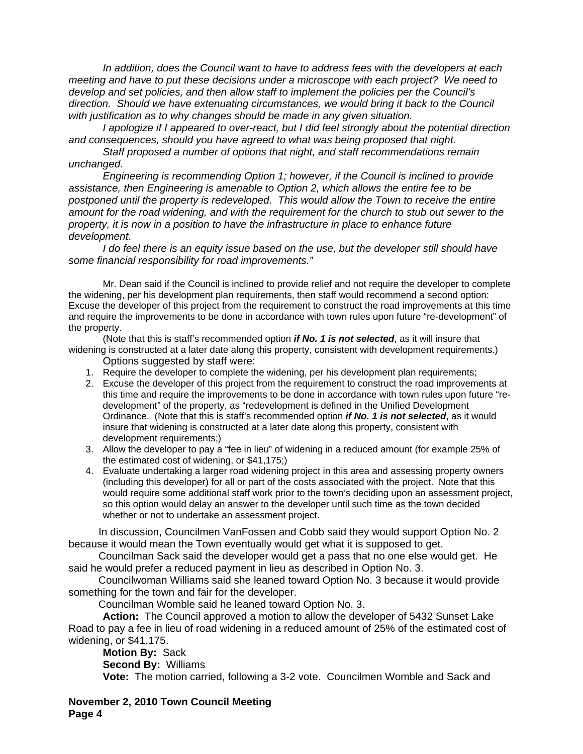*In addition, does the Council want to have to address fees with the developers at each meeting and have to put these decisions under a microscope with each project? We need to develop and set policies, and then allow staff to implement the policies per the Council's direction. Should we have extenuating circumstances, we would bring it back to the Council with justification as to why changes should be made in any given situation.*

*I apologize if I appeared to over-react, but I did feel strongly about the potential direction and consequences, should you have agreed to what was being proposed that night.*

*Staff proposed a number of options that night, and staff recommendations remain unchanged.*

*Engineering is recommending Option 1; however, if the Council is inclined to provide assistance, then Engineering is amenable to Option 2, which allows the entire fee to be postponed until the property is redeveloped. This would allow the Town to receive the entire amount for the road widening, and with the requirement for the church to stub out sewer to the property, it is now in a position to have the infrastructure in place to enhance future development.*

*I do feel there is an equity issue based on the use, but the developer still should have some financial responsibility for road improvements."*

Mr. Dean said if the Council is inclined to provide relief and not require the developer to complete the widening, per his development plan requirements, then staff would recommend a second option: Excuse the developer of this project from the requirement to construct the road improvements at this time and require the improvements to be done in accordance with town rules upon future "re-development" of the property.

(Note that this is staff's recommended option ***if No. 1 is not selected***, as it will insure that widening is constructed at a later date along this property, consistent with development requirements.)

Options suggested by staff were:

1. Require the developer to complete the widening, per his development plan requirements;
2. Excuse the developer of this project from the requirement to construct the road improvements at this time and require the improvements to be done in accordance with town rules upon future "re-development" of the property, as "redevelopment is defined in the Unified Development Ordinance. (Note that this is staff's recommended option ***if No. 1 is not selected***, as it would insure that widening is constructed at a later date along this property, consistent with development requirements;)
3. Allow the developer to pay a "fee in lieu" of widening in a reduced amount (for example 25% of the estimated cost of widening, or $41,175;)
4. Evaluate undertaking a larger road widening project in this area and assessing property owners (including this developer) for all or part of the costs associated with the project. Note that this would require some additional staff work prior to the town's deciding upon an assessment project, so this option would delay an answer to the developer until such time as the town decided whether or not to undertake an assessment project.

In discussion, Councilmen VanFossen and Cobb said they would support Option No. 2 because it would mean the Town eventually would get what it is supposed to get.

Councilman Sack said the developer would get a pass that no one else would get. He said he would prefer a reduced payment in lieu as described in Option No. 3.

Councilwoman Williams said she leaned toward Option No. 3 because it would provide something for the town and fair for the developer.

Councilman Womble said he leaned toward Option No. 3.

**Action:** The Council approved a motion to allow the developer of 5432 Sunset Lake Road to pay a fee in lieu of road widening in a reduced amount of 25% of the estimated cost of widening, or $41,175.

**Motion By:** Sack

**Second By:** Williams

**Vote:** The motion carried, following a 3-2 vote. Councilmen Womble and Sack and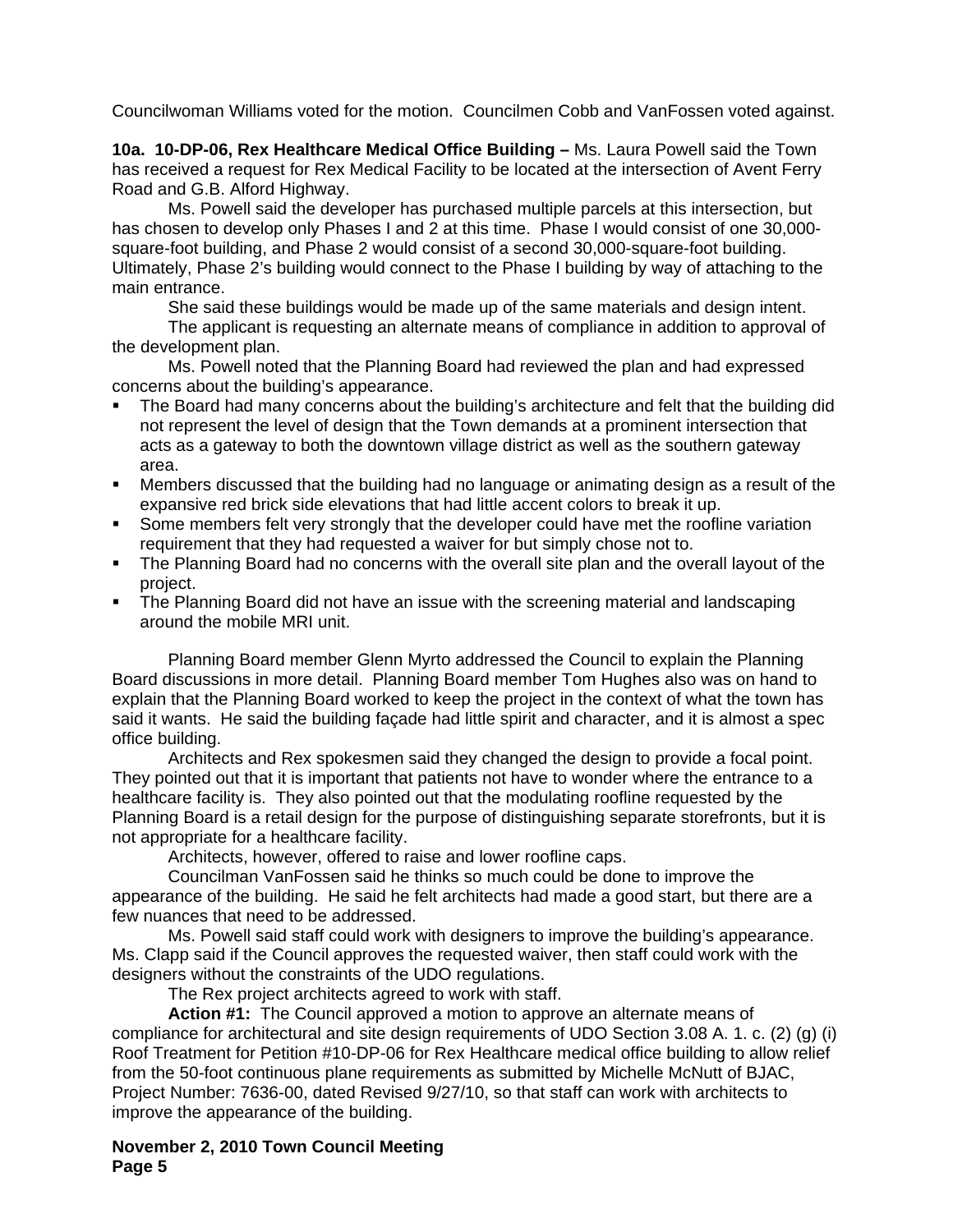Councilwoman Williams voted for the motion. Councilmen Cobb and VanFossen voted against.

**10a. 10-DP-06, Rex Healthcare Medical Office Building –** Ms. Laura Powell said the Town has received a request for Rex Medical Facility to be located at the intersection of Avent Ferry Road and G.B. Alford Highway.

Ms. Powell said the developer has purchased multiple parcels at this intersection, but has chosen to develop only Phases I and 2 at this time. Phase I would consist of one 30,000-square-foot building, and Phase 2 would consist of a second 30,000-square-foot building. Ultimately, Phase 2's building would connect to the Phase I building by way of attaching to the main entrance.

She said these buildings would be made up of the same materials and design intent.

The applicant is requesting an alternate means of compliance in addition to approval of the development plan.

Ms. Powell noted that the Planning Board had reviewed the plan and had expressed concerns about the building's appearance.

- The Board had many concerns about the building's architecture and felt that the building did not represent the level of design that the Town demands at a prominent intersection that acts as a gateway to both the downtown village district as well as the southern gateway area.
- Members discussed that the building had no language or animating design as a result of the expansive red brick side elevations that had little accent colors to break it up.
- Some members felt very strongly that the developer could have met the roofline variation requirement that they had requested a waiver for but simply chose not to.
- The Planning Board had no concerns with the overall site plan and the overall layout of the project.
- The Planning Board did not have an issue with the screening material and landscaping around the mobile MRI unit.

Planning Board member Glenn Myrto addressed the Council to explain the Planning Board discussions in more detail. Planning Board member Tom Hughes also was on hand to explain that the Planning Board worked to keep the project in the context of what the town has said it wants. He said the building façade had little spirit and character, and it is almost a spec office building.

Architects and Rex spokesmen said they changed the design to provide a focal point. They pointed out that it is important that patients not have to wonder where the entrance to a healthcare facility is. They also pointed out that the modulating roofline requested by the Planning Board is a retail design for the purpose of distinguishing separate storefronts, but it is not appropriate for a healthcare facility.

Architects, however, offered to raise and lower roofline caps.

Councilman VanFossen said he thinks so much could be done to improve the appearance of the building. He said he felt architects had made a good start, but there are a few nuances that need to be addressed.

Ms. Powell said staff could work with designers to improve the building's appearance. Ms. Clapp said if the Council approves the requested waiver, then staff could work with the designers without the constraints of the UDO regulations.

The Rex project architects agreed to work with staff.

**Action #1:** The Council approved a motion to approve an alternate means of compliance for architectural and site design requirements of UDO Section 3.08 A. 1. c. (2) (g) (i) Roof Treatment for Petition #10-DP-06 for Rex Healthcare medical office building to allow relief from the 50-foot continuous plane requirements as submitted by Michelle McNutt of BJAC, Project Number: 7636-00, dated Revised 9/27/10, so that staff can work with architects to improve the appearance of the building.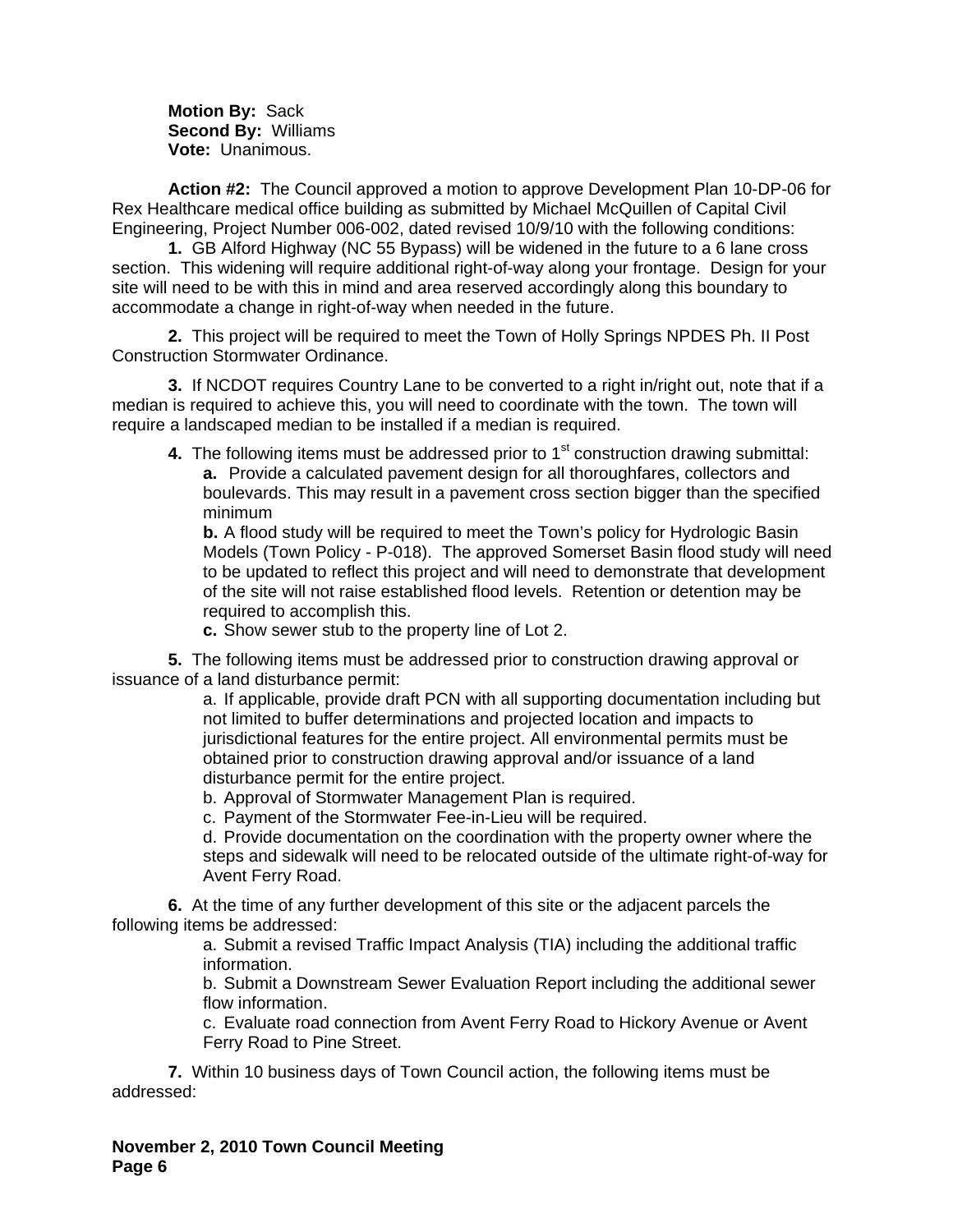**Motion By:** Sack
**Second By:** Williams
**Vote:** Unanimous.

**Action #2:** The Council approved a motion to approve Development Plan 10-DP-06 for Rex Healthcare medical office building as submitted by Michael McQuillen of Capital Civil Engineering, Project Number 006-002, dated revised 10/9/10 with the following conditions:

**1.** GB Alford Highway (NC 55 Bypass) will be widened in the future to a 6 lane cross section. This widening will require additional right-of-way along your frontage. Design for your site will need to be with this in mind and area reserved accordingly along this boundary to accommodate a change in right-of-way when needed in the future.

**2.** This project will be required to meet the Town of Holly Springs NPDES Ph. II Post Construction Stormwater Ordinance.

**3.** If NCDOT requires Country Lane to be converted to a right in/right out, note that if a median is required to achieve this, you will need to coordinate with the town. The town will require a landscaped median to be installed if a median is required.

**4.** The following items must be addressed prior to 1st construction drawing submittal:

**a.** Provide a calculated pavement design for all thoroughfares, collectors and boulevards. This may result in a pavement cross section bigger than the specified minimum

**b.** A flood study will be required to meet the Town's policy for Hydrologic Basin Models (Town Policy - P-018). The approved Somerset Basin flood study will need to be updated to reflect this project and will need to demonstrate that development of the site will not raise established flood levels. Retention or detention may be required to accomplish this.

**c.** Show sewer stub to the property line of Lot 2.

**5.** The following items must be addressed prior to construction drawing approval or issuance of a land disturbance permit:

a. If applicable, provide draft PCN with all supporting documentation including but not limited to buffer determinations and projected location and impacts to jurisdictional features for the entire project. All environmental permits must be obtained prior to construction drawing approval and/or issuance of a land disturbance permit for the entire project.

b. Approval of Stormwater Management Plan is required.

c. Payment of the Stormwater Fee-in-Lieu will be required.

d. Provide documentation on the coordination with the property owner where the steps and sidewalk will need to be relocated outside of the ultimate right-of-way for Avent Ferry Road.

**6.** At the time of any further development of this site or the adjacent parcels the following items be addressed:

a. Submit a revised Traffic Impact Analysis (TIA) including the additional traffic information.

b. Submit a Downstream Sewer Evaluation Report including the additional sewer flow information.

c. Evaluate road connection from Avent Ferry Road to Hickory Avenue or Avent Ferry Road to Pine Street.

**7.** Within 10 business days of Town Council action, the following items must be addressed: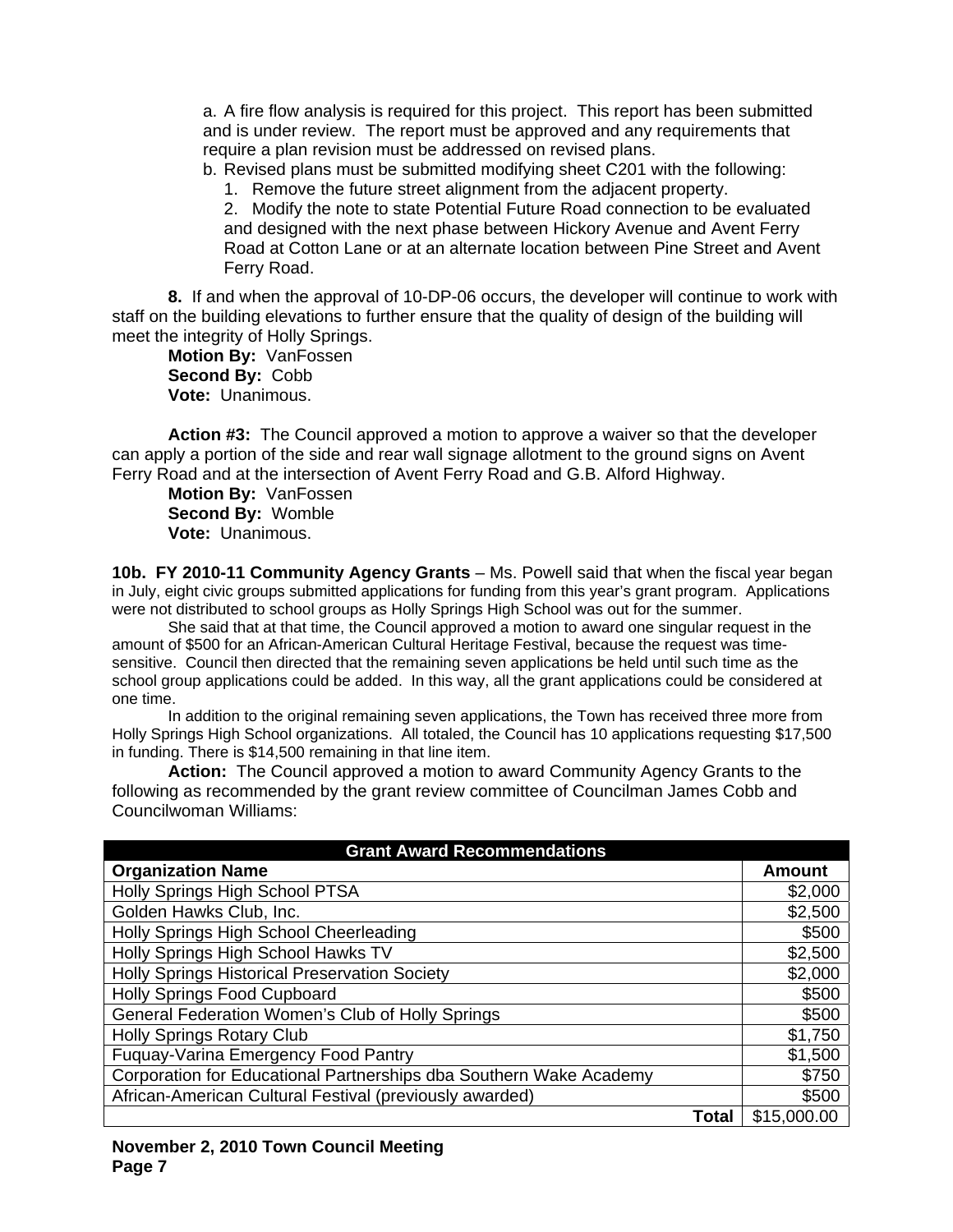a. A fire flow analysis is required for this project. This report has been submitted and is under review. The report must be approved and any requirements that require a plan revision must be addressed on revised plans.

b. Revised plans must be submitted modifying sheet C201 with the following:

1. Remove the future street alignment from the adjacent property.

2. Modify the note to state Potential Future Road connection to be evaluated and designed with the next phase between Hickory Avenue and Avent Ferry Road at Cotton Lane or at an alternate location between Pine Street and Avent Ferry Road.

**8.** If and when the approval of 10-DP-06 occurs, the developer will continue to work with staff on the building elevations to further ensure that the quality of design of the building will meet the integrity of Holly Springs.

**Motion By:** VanFossen
**Second By:** Cobb
**Vote:** Unanimous.

**Action #3:** The Council approved a motion to approve a waiver so that the developer can apply a portion of the side and rear wall signage allotment to the ground signs on Avent Ferry Road and at the intersection of Avent Ferry Road and G.B. Alford Highway.

**Motion By:** VanFossen
**Second By:** Womble
**Vote:** Unanimous.

**10b. FY 2010-11 Community Agency Grants** – Ms. Powell said that when the fiscal year began in July, eight civic groups submitted applications for funding from this year's grant program. Applications were not distributed to school groups as Holly Springs High School was out for the summer.

She said that at that time, the Council approved a motion to award one singular request in the amount of $500 for an African-American Cultural Heritage Festival, because the request was time-sensitive. Council then directed that the remaining seven applications be held until such time as the school group applications could be added. In this way, all the grant applications could be considered at one time.

In addition to the original remaining seven applications, the Town has received three more from Holly Springs High School organizations. All totaled, the Council has 10 applications requesting $17,500 in funding. There is $14,500 remaining in that line item.

**Action:** The Council approved a motion to award Community Agency Grants to the following as recommended by the grant review committee of Councilman James Cobb and Councilwoman Williams:

| **Grant Award Recommendations** | |
|---|---|
| **Organization Name** | **Amount** |
| Holly Springs High School PTSA | $2,000 |
| Golden Hawks Club, Inc. | $2,500 |
| Holly Springs High School Cheerleading | $500 |
| Holly Springs High School Hawks TV | $2,500 |
| Holly Springs Historical Preservation Society | $2,000 |
| Holly Springs Food Cupboard | $500 |
| General Federation Women's Club of Holly Springs | $500 |
| Holly Springs Rotary Club | $1,750 |
| Fuquay-Varina Emergency Food Pantry | $1,500 |
| Corporation for Educational Partnerships dba Southern Wake Academy | $750 |
| African-American Cultural Festival (previously awarded) | $500 |
| **Total** | $15,000.00 |

**November 2, 2010 Town Council Meeting**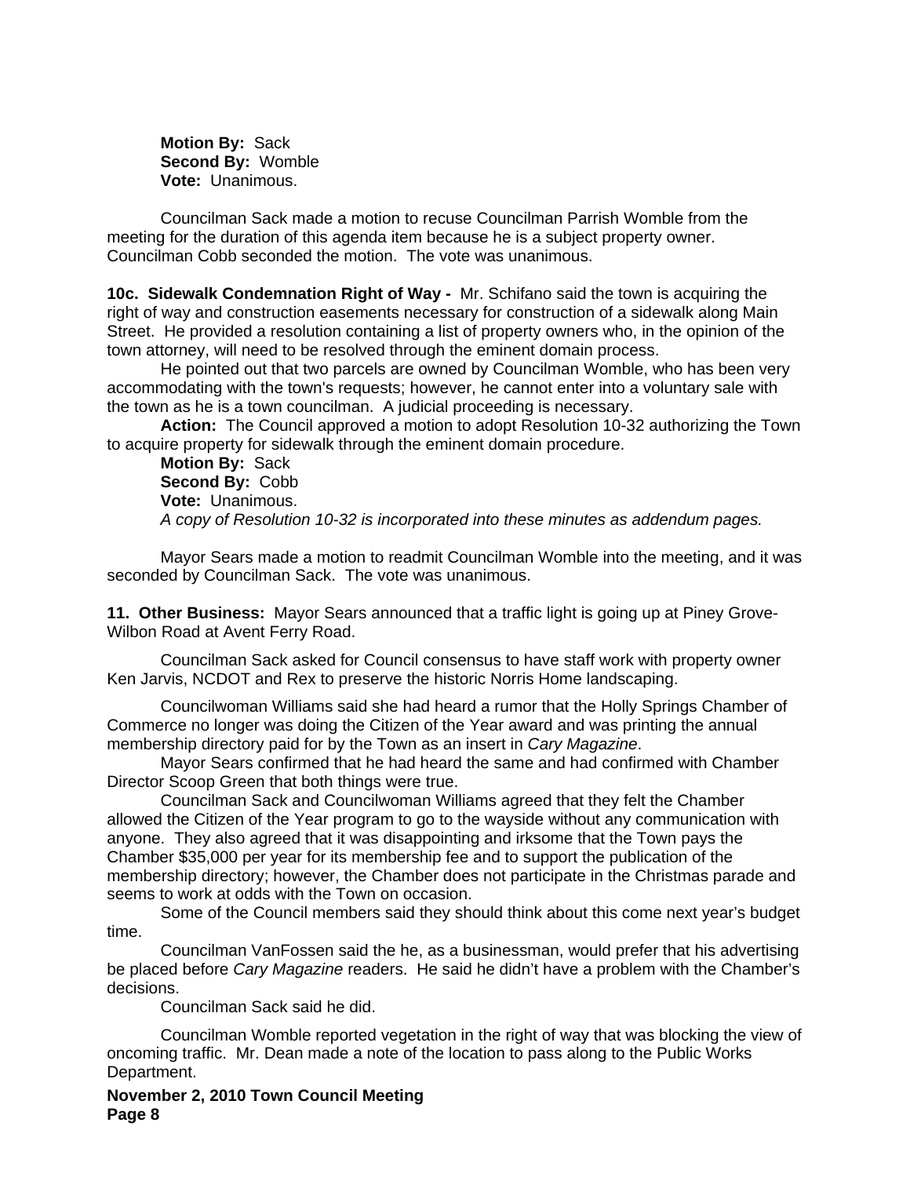**Motion By:** Sack
**Second By:** Womble
**Vote:** Unanimous.

Councilman Sack made a motion to recuse Councilman Parrish Womble from the meeting for the duration of this agenda item because he is a subject property owner. Councilman Cobb seconded the motion. The vote was unanimous.

**10c. Sidewalk Condemnation Right of Way -** Mr. Schifano said the town is acquiring the right of way and construction easements necessary for construction of a sidewalk along Main Street. He provided a resolution containing a list of property owners who, in the opinion of the town attorney, will need to be resolved through the eminent domain process.

He pointed out that two parcels are owned by Councilman Womble, who has been very accommodating with the town's requests; however, he cannot enter into a voluntary sale with the town as he is a town councilman. A judicial proceeding is necessary.

**Action:** The Council approved a motion to adopt Resolution 10-32 authorizing the Town to acquire property for sidewalk through the eminent domain procedure.

**Motion By:** Sack
**Second By:** Cobb
**Vote:** Unanimous.
*A copy of Resolution 10-32 is incorporated into these minutes as addendum pages.*

Mayor Sears made a motion to readmit Councilman Womble into the meeting, and it was seconded by Councilman Sack. The vote was unanimous.

**11. Other Business:** Mayor Sears announced that a traffic light is going up at Piney Grove-Wilbon Road at Avent Ferry Road.

Councilman Sack asked for Council consensus to have staff work with property owner Ken Jarvis, NCDOT and Rex to preserve the historic Norris Home landscaping.

Councilwoman Williams said she had heard a rumor that the Holly Springs Chamber of Commerce no longer was doing the Citizen of the Year award and was printing the annual membership directory paid for by the Town as an insert in *Cary Magazine*.

Mayor Sears confirmed that he had heard the same and had confirmed with Chamber Director Scoop Green that both things were true.

Councilman Sack and Councilwoman Williams agreed that they felt the Chamber allowed the Citizen of the Year program to go to the wayside without any communication with anyone. They also agreed that it was disappointing and irksome that the Town pays the Chamber $35,000 per year for its membership fee and to support the publication of the membership directory; however, the Chamber does not participate in the Christmas parade and seems to work at odds with the Town on occasion.

Some of the Council members said they should think about this come next year's budget time.

Councilman VanFossen said the he, as a businessman, would prefer that his advertising be placed before *Cary Magazine* readers. He said he didn't have a problem with the Chamber's decisions.

Councilman Sack said he did.

Councilman Womble reported vegetation in the right of way that was blocking the view of oncoming traffic. Mr. Dean made a note of the location to pass along to the Public Works Department.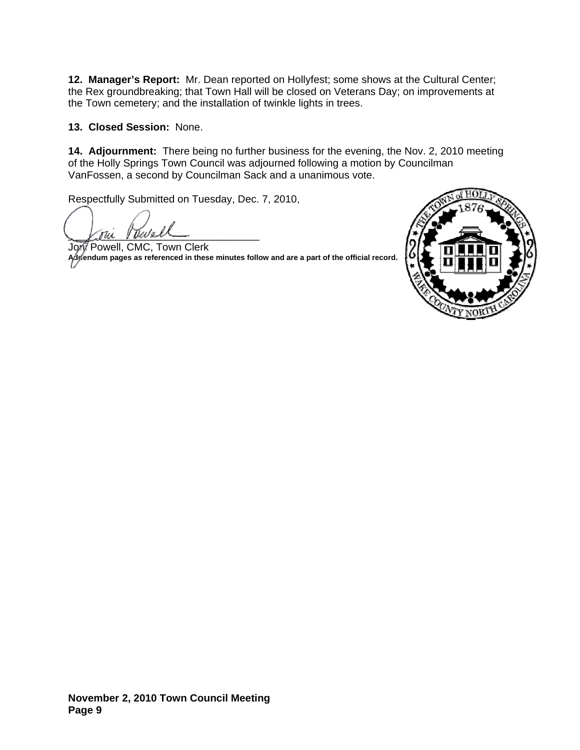**12. Manager's Report:** Mr. Dean reported on Hollyfest; some shows at the Cultural Center; the Rex groundbreaking; that Town Hall will be closed on Veterans Day; on improvements at the Town cemetery; and the installation of twinkle lights in trees.

**13. Closed Session:** None.

**14. Adjournment:** There being no further business for the evening, the Nov. 2, 2010 meeting of the Holly Springs Town Council was adjourned following a motion by Councilman VanFossen, a second by Councilman Sack and a unanimous vote.

Respectfully Submitted on Tuesday, Dec. 7, 2010,

\_\_\_\_\_\_\_\_\_\_\_\_\_\_\_\_\_\_\_\_\_\_\_\_\_\_\_\_\_\_\_\_

Joni Powell, CMC, Town Clerk

**Addendum pages as referenced in these minutes follow and are a part of the official record.**

THE TOWN of HOLLY SPRINGS 1876 WAKE COUNTY NORTH CAROLINA